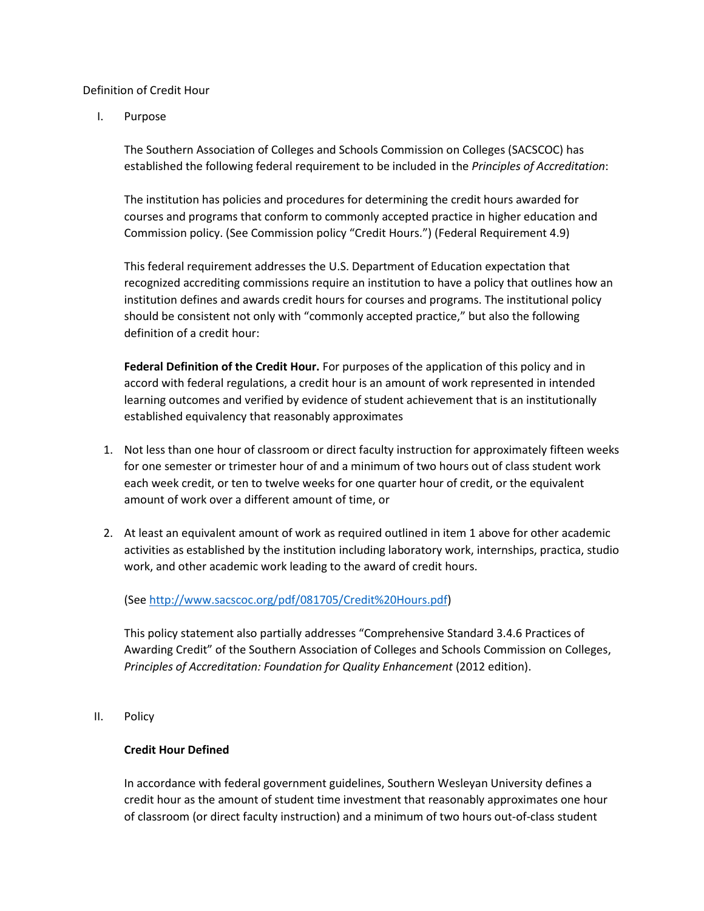# Definition of Credit Hour

## I. Purpose

The Southern Association of Colleges and Schools Commission on Colleges (SACSCOC) has established the following federal requirement to be included in the *Principles of Accreditation*:

The institution has policies and procedures for determining the credit hours awarded for courses and programs that conform to commonly accepted practice in higher education and Commission policy. (See Commission policy "Credit Hours.") (Federal Requirement 4.9)

This federal requirement addresses the U.S. Department of Education expectation that recognized accrediting commissions require an institution to have a policy that outlines how an institution defines and awards credit hours for courses and programs. The institutional policy should be consistent not only with "commonly accepted practice," but also the following definition of a credit hour:

**Federal Definition of the Credit Hour.** For purposes of the application of this policy and in accord with federal regulations, a credit hour is an amount of work represented in intended learning outcomes and verified by evidence of student achievement that is an institutionally established equivalency that reasonably approximates

1. Not less than one hour of classroom or direct faculty instruction for approximately fifteen weeks for one semester or trimester hour of and a minimum of two hours out of class student work each week credit, or ten to twelve weeks for one quarter hour of credit, or the equivalent amount of work over a different amount of time, or
2. At least an equivalent amount of work as required outlined in item 1 above for other academic activities as established by the institution including laboratory work, internships, practica, studio work, and other academic work leading to the award of credit hours.

(See [http://www.sacscoc.org/pdf/081705/Credit%20Hours.pdf](http://www.sacscoc.org/pdf/081705/Credit%20Hours.pdf))

This policy statement also partially addresses "Comprehensive Standard 3.4.6 Practices of Awarding Credit" of the Southern Association of Colleges and Schools Commission on Colleges, *Principles of Accreditation: Foundation for Quality Enhancement* (2012 edition).

## II. Policy

### Credit Hour Defined

In accordance with federal government guidelines, Southern Wesleyan University defines a credit hour as the amount of student time investment that reasonably approximates one hour of classroom (or direct faculty instruction) and a minimum of two hours out-of-class student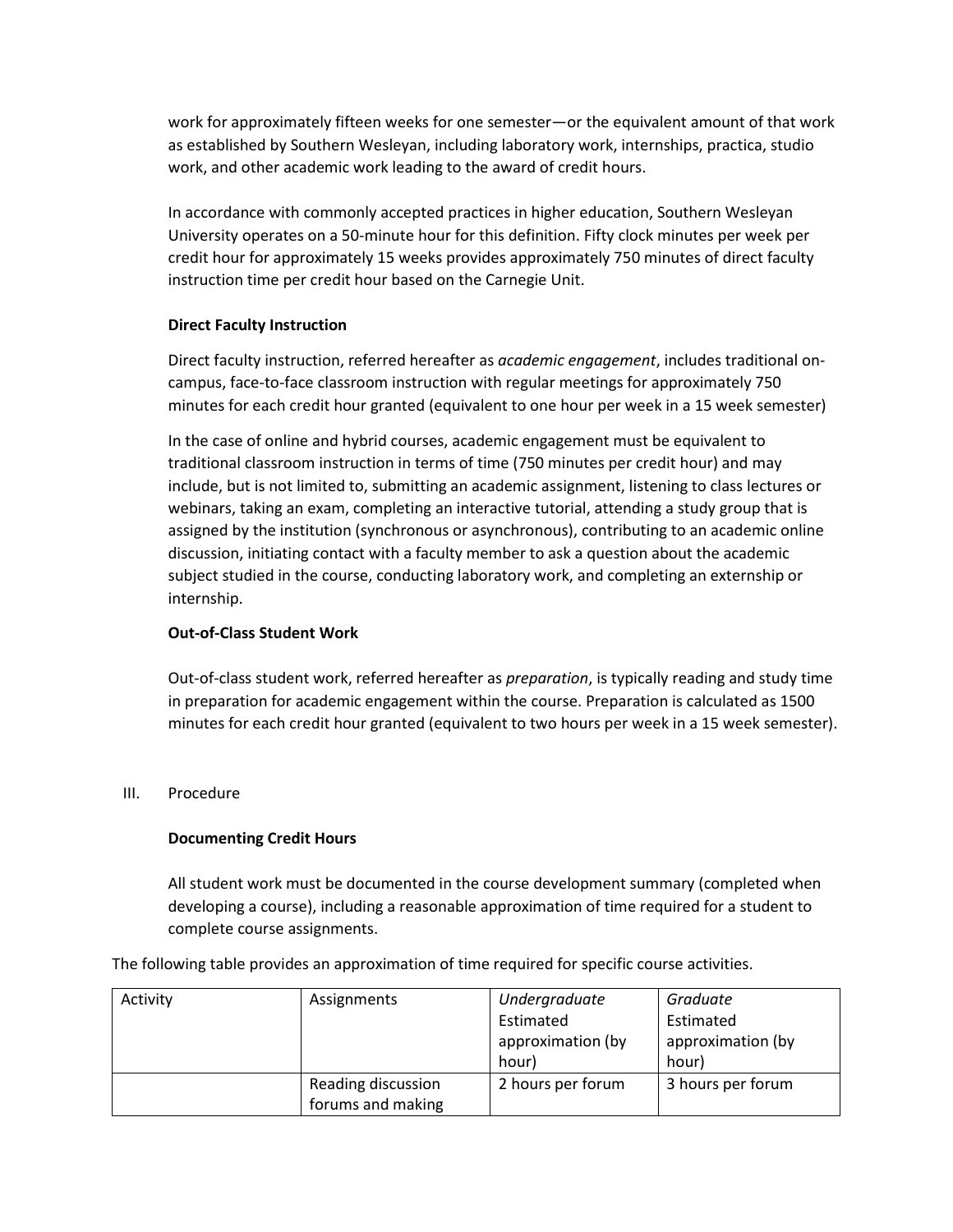work for approximately fifteen weeks for one semester—or the equivalent amount of that work as established by Southern Wesleyan, including laboratory work, internships, practica, studio work, and other academic work leading to the award of credit hours.

In accordance with commonly accepted practices in higher education, Southern Wesleyan University operates on a 50-minute hour for this definition. Fifty clock minutes per week per credit hour for approximately 15 weeks provides approximately 750 minutes of direct faculty instruction time per credit hour based on the Carnegie Unit.

**Direct Faculty Instruction**

Direct faculty instruction, referred hereafter as *academic engagement*, includes traditional on-campus, face-to-face classroom instruction with regular meetings for approximately 750 minutes for each credit hour granted (equivalent to one hour per week in a 15 week semester)

In the case of online and hybrid courses, academic engagement must be equivalent to traditional classroom instruction in terms of time (750 minutes per credit hour) and may include, but is not limited to, submitting an academic assignment, listening to class lectures or webinars, taking an exam, completing an interactive tutorial, attending a study group that is assigned by the institution (synchronous or asynchronous), contributing to an academic online discussion, initiating contact with a faculty member to ask a question about the academic subject studied in the course, conducting laboratory work, and completing an externship or internship.

**Out-of-Class Student Work**

Out-of-class student work, referred hereafter as *preparation*, is typically reading and study time in preparation for academic engagement within the course. Preparation is calculated as 1500 minutes for each credit hour granted (equivalent to two hours per week in a 15 week semester).

III. Procedure

**Documenting Credit Hours**

All student work must be documented in the course development summary (completed when developing a course), including a reasonable approximation of time required for a student to complete course assignments.

The following table provides an approximation of time required for specific course activities.

| Activity | Assignments | *Undergraduate* Estimated approximation (by hour) | *Graduate* Estimated approximation (by hour) |
|---|---|---|---|
| | Reading discussion forums and making | 2 hours per forum | 3 hours per forum |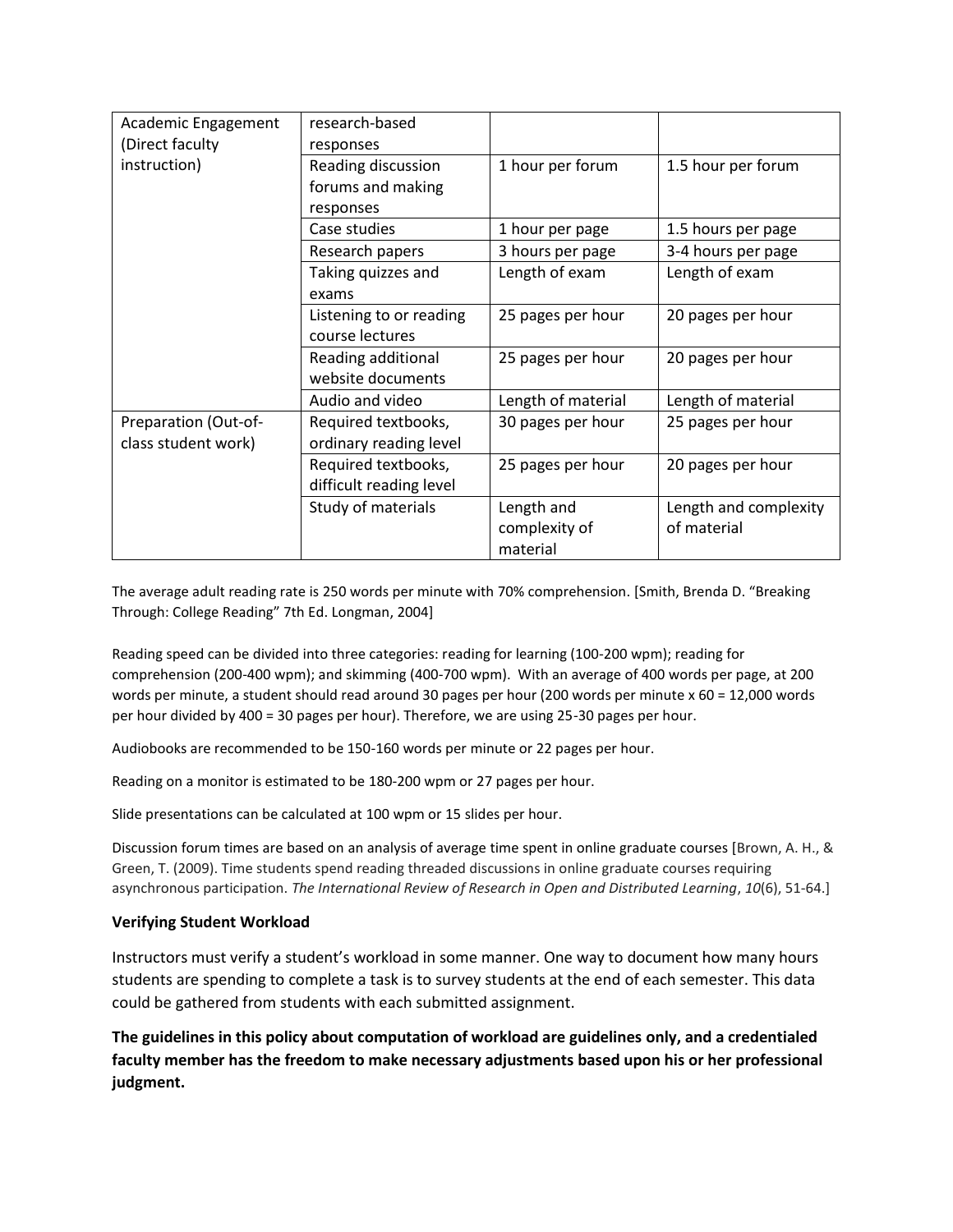| Academic Engagement (Direct faculty instruction) | research-based responses | | |
|---|---|---|---|
| | Reading discussion forums and making responses | 1 hour per forum | 1.5 hour per forum |
| | Case studies | 1 hour per page | 1.5 hours per page |
| | Research papers | 3 hours per page | 3-4 hours per page |
| | Taking quizzes and exams | Length of exam | Length of exam |
| | Listening to or reading course lectures | 25 pages per hour | 20 pages per hour |
| | Reading additional website documents | 25 pages per hour | 20 pages per hour |
| | Audio and video | Length of material | Length of material |
| Preparation (Out-of-class student work) | Required textbooks, ordinary reading level | 30 pages per hour | 25 pages per hour |
| | Required textbooks, difficult reading level | 25 pages per hour | 20 pages per hour |
| | Study of materials | Length and complexity of material | Length and complexity of material |

The average adult reading rate is 250 words per minute with 70% comprehension. [Smith, Brenda D. "Breaking Through: College Reading" 7th Ed. Longman, 2004]

Reading speed can be divided into three categories: reading for learning (100-200 wpm); reading for comprehension (200-400 wpm); and skimming (400-700 wpm). With an average of 400 words per page, at 200 words per minute, a student should read around 30 pages per hour (200 words per minute x 60 = 12,000 words per hour divided by 400 = 30 pages per hour). Therefore, we are using 25-30 pages per hour.

Audiobooks are recommended to be 150-160 words per minute or 22 pages per hour.

Reading on a monitor is estimated to be 180-200 wpm or 27 pages per hour.

Slide presentations can be calculated at 100 wpm or 15 slides per hour.

Discussion forum times are based on an analysis of average time spent in online graduate courses [Brown, A. H., & Green, T. (2009). Time students spend reading threaded discussions in online graduate courses requiring asynchronous participation. *The International Review of Research in Open and Distributed Learning*, *10*(6), 51-64.]

### Verifying Student Workload

Instructors must verify a student's workload in some manner. One way to document how many hours students are spending to complete a task is to survey students at the end of each semester. This data could be gathered from students with each submitted assignment.

**The guidelines in this policy about computation of workload are guidelines only, and a credentialed faculty member has the freedom to make necessary adjustments based upon his or her professional judgment.**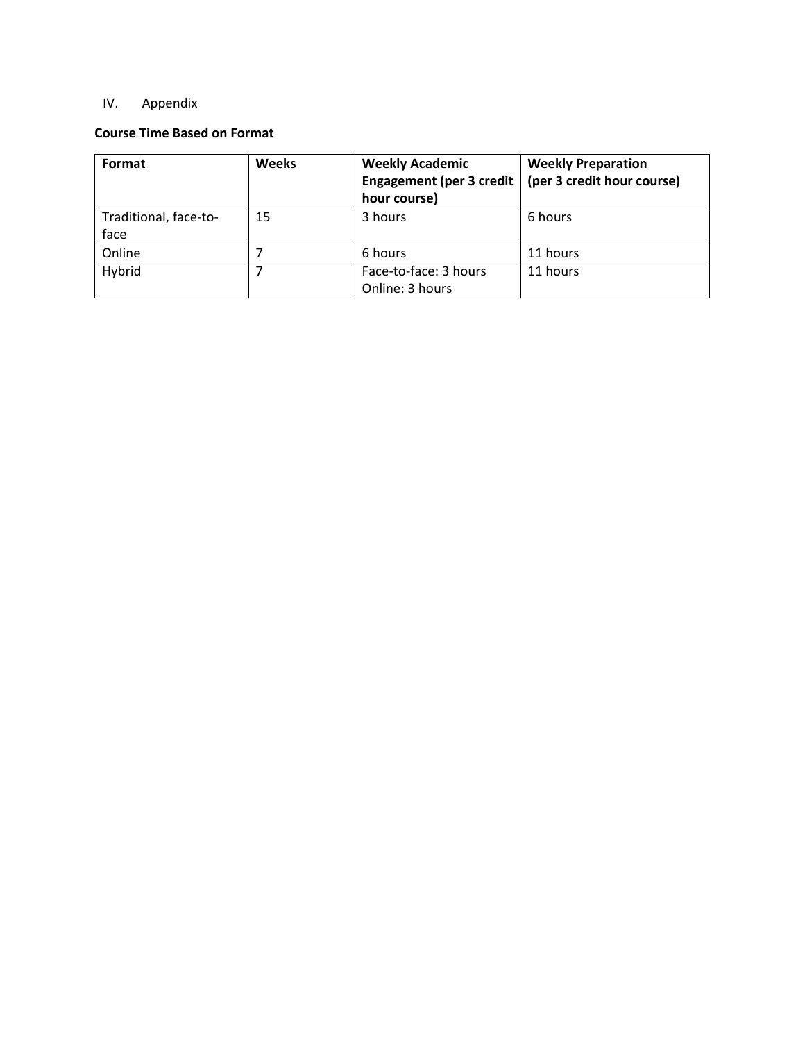IV. Appendix

**Course Time Based on Format**

| Format | Weeks | Weekly Academic Engagement (per 3 credit hour course) | Weekly Preparation (per 3 credit hour course) |
|---|---|---|---|
| Traditional, face-to-face | 15 | 3 hours | 6 hours |
| Online | 7 | 6 hours | 11 hours |
| Hybrid | 7 | Face-to-face: 3 hours<br>Online: 3 hours | 11 hours |